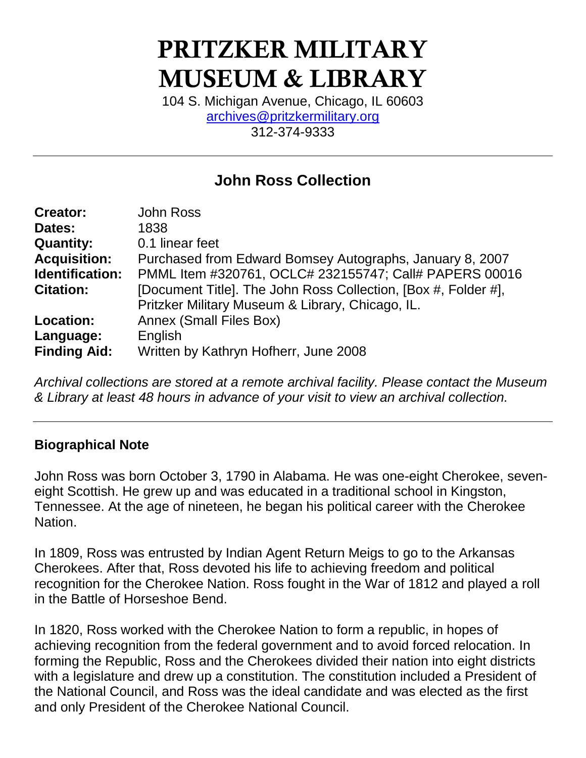# PRITZKER MILITARY MUSEUM & LIBRARY

104 S. Michigan Avenue, Chicago, IL 60603
archives@pritzkermilitary.org
312-374-9333

## John Ross Collection

| | |
|---|---|
| **Creator:** | John Ross |
| **Dates:** | 1838 |
| **Quantity:** | 0.1 linear feet |
| **Acquisition:** | Purchased from Edward Bomsey Autographs, January 8, 2007 |
| **Identification:** | PMML Item #320761, OCLC# 232155747; Call# PAPERS 00016 |
| **Citation:** | [Document Title]. The John Ross Collection, [Box #, Folder #], Pritzker Military Museum & Library, Chicago, IL. |
| **Location:** | Annex (Small Files Box) |
| **Language:** | English |
| **Finding Aid:** | Written by Kathryn Hofherr, June 2008 |

*Archival collections are stored at a remote archival facility. Please contact the Museum & Library at least 48 hours in advance of your visit to view an archival collection.*

### Biographical Note

John Ross was born October 3, 1790 in Alabama. He was one-eight Cherokee, seven-eight Scottish. He grew up and was educated in a traditional school in Kingston, Tennessee. At the age of nineteen, he began his political career with the Cherokee Nation.

In 1809, Ross was entrusted by Indian Agent Return Meigs to go to the Arkansas Cherokees. After that, Ross devoted his life to achieving freedom and political recognition for the Cherokee Nation. Ross fought in the War of 1812 and played a roll in the Battle of Horseshoe Bend.

In 1820, Ross worked with the Cherokee Nation to form a republic, in hopes of achieving recognition from the federal government and to avoid forced relocation. In forming the Republic, Ross and the Cherokees divided their nation into eight districts with a legislature and drew up a constitution. The constitution included a President of the National Council, and Ross was the ideal candidate and was elected as the first and only President of the Cherokee National Council.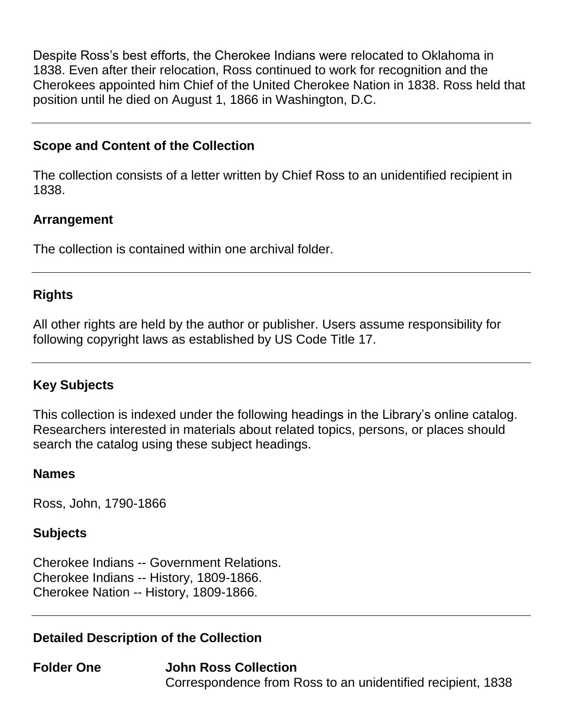Despite Ross's best efforts, the Cherokee Indians were relocated to Oklahoma in 1838. Even after their relocation, Ross continued to work for recognition and the Cherokees appointed him Chief of the United Cherokee Nation in 1838. Ross held that position until he died on August 1, 1866 in Washington, D.C.

---

## Scope and Content of the Collection

The collection consists of a letter written by Chief Ross to an unidentified recipient in 1838.

### Arrangement

The collection is contained within one archival folder.

---

## Rights

All other rights are held by the author or publisher. Users assume responsibility for following copyright laws as established by US Code Title 17.

---

## Key Subjects

This collection is indexed under the following headings in the Library's online catalog. Researchers interested in materials about related topics, persons, or places should search the catalog using these subject headings.

### Names

Ross, John, 1790-1866

### Subjects

Cherokee Indians -- Government Relations.
Cherokee Indians -- History, 1809-1866.
Cherokee Nation -- History, 1809-1866.

---

## Detailed Description of the Collection

| | |
|---|---|
| **Folder One** | **John Ross Collection**<br>Correspondence from Ross to an unidentified recipient, 1838 |